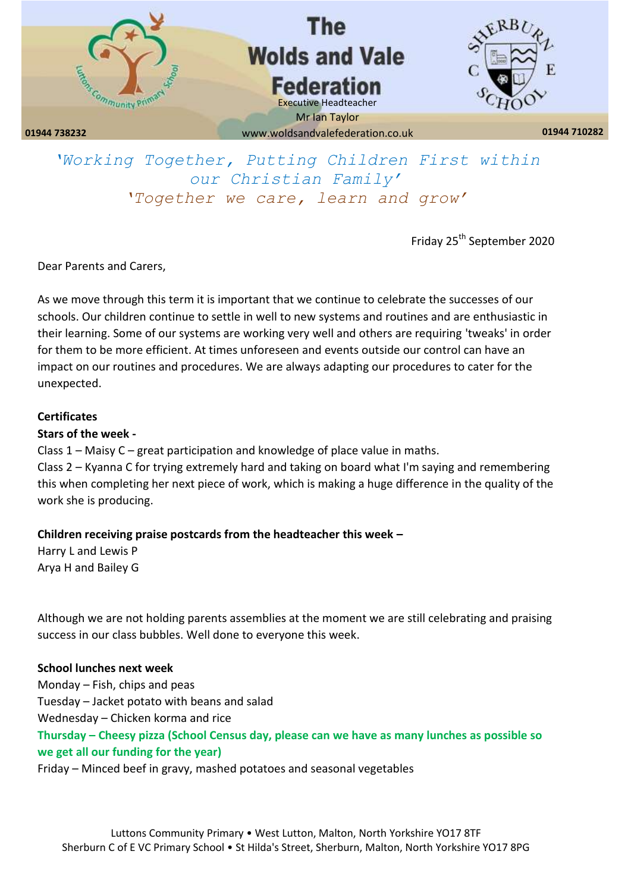# The Wolds and Vale Federation

Executive Headteacher
Mr Ian Taylor

01944 738232 | www.woldsandvalefederation.co.uk | 01944 710282

*'Working Together, Putting Children First within our Christian Family'*
*'Together we care, learn and grow'*

Friday 25th September 2020

Dear Parents and Carers,

As we move through this term it is important that we continue to celebrate the successes of our schools. Our children continue to settle in well to new systems and routines and are enthusiastic in their learning. Some of our systems are working very well and others are requiring 'tweaks' in order for them to be more efficient. At times unforeseen and events outside our control can have an impact on our routines and procedures. We are always adapting our procedures to cater for the unexpected.

**Certificates**

**Stars of the week -**

Class 1 – Maisy C – great participation and knowledge of place value in maths.
Class 2 – Kyanna C for trying extremely hard and taking on board what I'm saying and remembering this when completing her next piece of work, which is making a huge difference in the quality of the work she is producing.

**Children receiving praise postcards from the headteacher this week –**

Harry L and Lewis P
Arya H and Bailey G

Although we are not holding parents assemblies at the moment we are still celebrating and praising success in our class bubbles. Well done to everyone this week.

**School lunches next week**

Monday – Fish, chips and peas
Tuesday – Jacket potato with beans and salad
Wednesday – Chicken korma and rice
**Thursday – Cheesy pizza (School Census day, please can we have as many lunches as possible so we get all our funding for the year)**
Friday – Minced beef in gravy, mashed potatoes and seasonal vegetables

Luttons Community Primary • West Lutton, Malton, North Yorkshire YO17 8TF
Sherburn C of E VC Primary School • St Hilda's Street, Sherburn, Malton, North Yorkshire YO17 8PG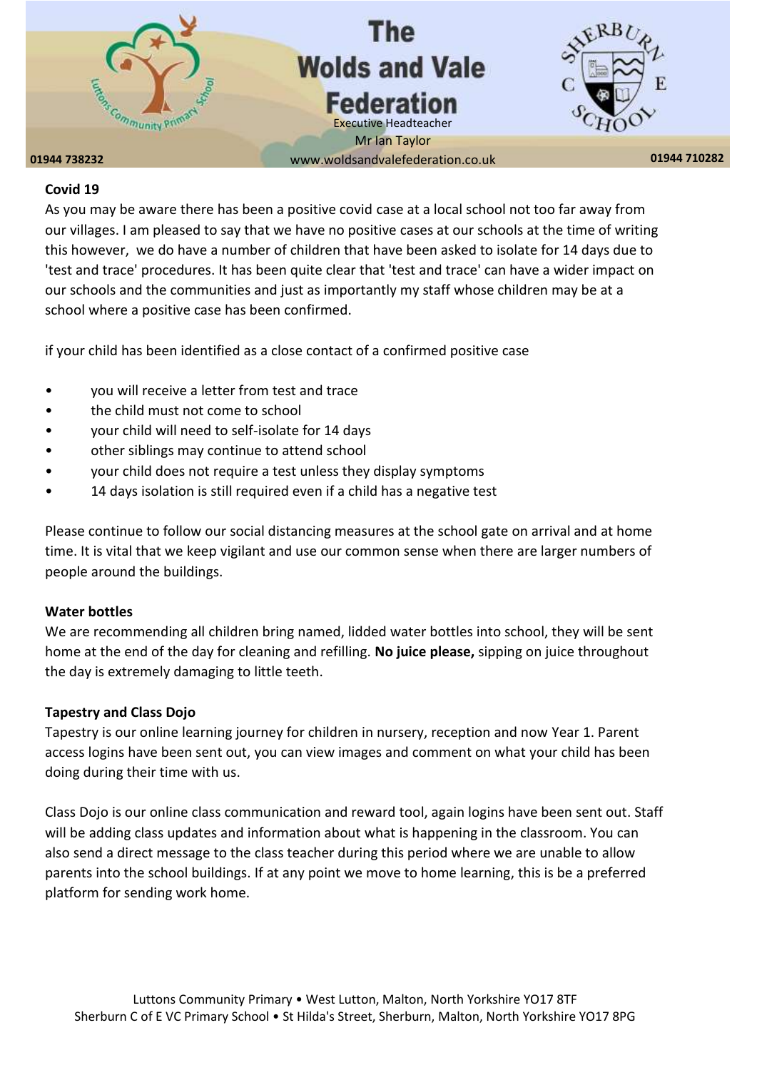## Covid 19

As you may be aware there has been a positive covid case at a local school not too far away from our villages. I am pleased to say that we have no positive cases at our schools at the time of writing this however, we do have a number of children that have been asked to isolate for 14 days due to 'test and trace' procedures. It has been quite clear that 'test and trace' can have a wider impact on our schools and the communities and just as importantly my staff whose children may be at a school where a positive case has been confirmed.

if your child has been identified as a close contact of a confirmed positive case

- you will receive a letter from test and trace
- the child must not come to school
- your child will need to self-isolate for 14 days
- other siblings may continue to attend school
- your child does not require a test unless they display symptoms
- 14 days isolation is still required even if a child has a negative test

Please continue to follow our social distancing measures at the school gate on arrival and at home time. It is vital that we keep vigilant and use our common sense when there are larger numbers of people around the buildings.

## Water bottles

We are recommending all children bring named, lidded water bottles into school, they will be sent home at the end of the day for cleaning and refilling. **No juice please,** sipping on juice throughout the day is extremely damaging to little teeth.

## Tapestry and Class Dojo

Tapestry is our online learning journey for children in nursery, reception and now Year 1. Parent access logins have been sent out, you can view images and comment on what your child has been doing during their time with us.

Class Dojo is our online class communication and reward tool, again logins have been sent out. Staff will be adding class updates and information about what is happening in the classroom. You can also send a direct message to the class teacher during this period where we are unable to allow parents into the school buildings. If at any point we move to home learning, this is be a preferred platform for sending work home.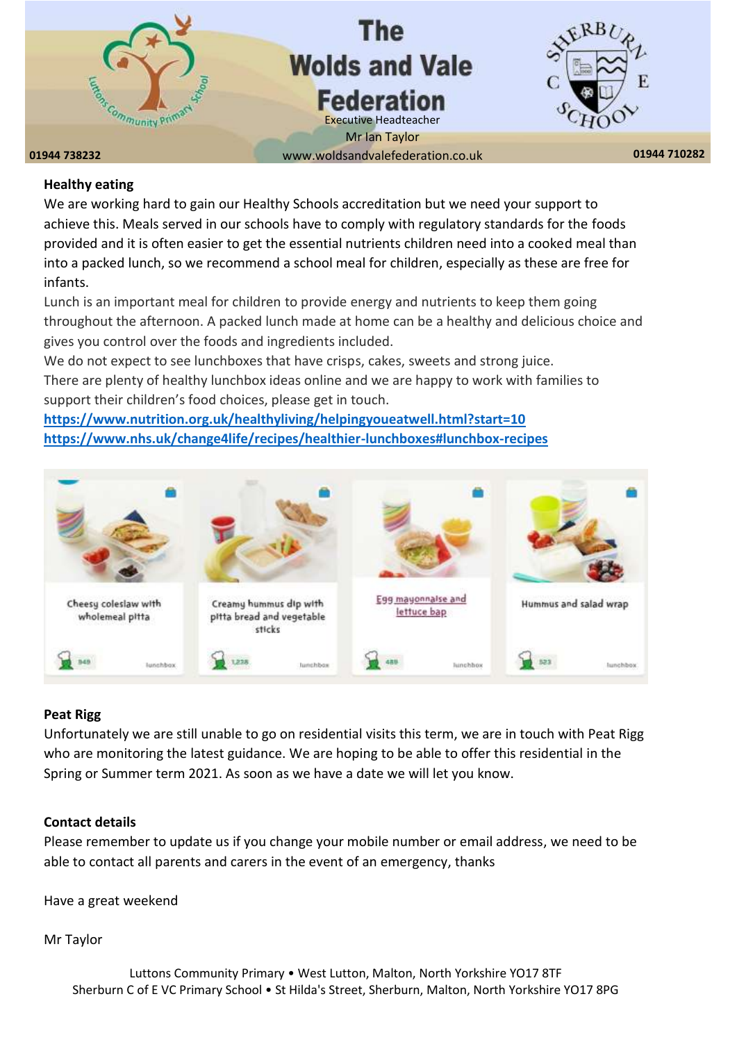## Healthy eating

We are working hard to gain our Healthy Schools accreditation but we need your support to achieve this. Meals served in our schools have to comply with regulatory standards for the foods provided and it is often easier to get the essential nutrients children need into a cooked meal than into a packed lunch, so we recommend a school meal for children, especially as these are free for infants.

Lunch is an important meal for children to provide energy and nutrients to keep them going throughout the afternoon. A packed lunch made at home can be a healthy and delicious choice and gives you control over the foods and ingredients included.

We do not expect to see lunchboxes that have crisps, cakes, sweets and strong juice.

There are plenty of healthy lunchbox ideas online and we are happy to work with families to support their children's food choices, please get in touch.

https://www.nutrition.org.uk/healthyliving/helpingyoueatwell.html?start=10
https://www.nhs.uk/change4life/recipes/healthier-lunchboxes#lunchbox-recipes

Cheesy coleslaw with wholemeal pitta
949
lunchbox

Creamy hummus dip with pitta bread and vegetable sticks
1,238
lunchbox

Egg mayonnaise and lettuce bap
489
lunchbox

Hummus and salad wrap
523
lunchbox

## Peat Rigg

Unfortunately we are still unable to go on residential visits this term, we are in touch with Peat Rigg who are monitoring the latest guidance. We are hoping to be able to offer this residential in the Spring or Summer term 2021. As soon as we have a date we will let you know.

## Contact details

Please remember to update us if you change your mobile number or email address, we need to be able to contact all parents and carers in the event of an emergency, thanks

Have a great weekend

Mr Taylor